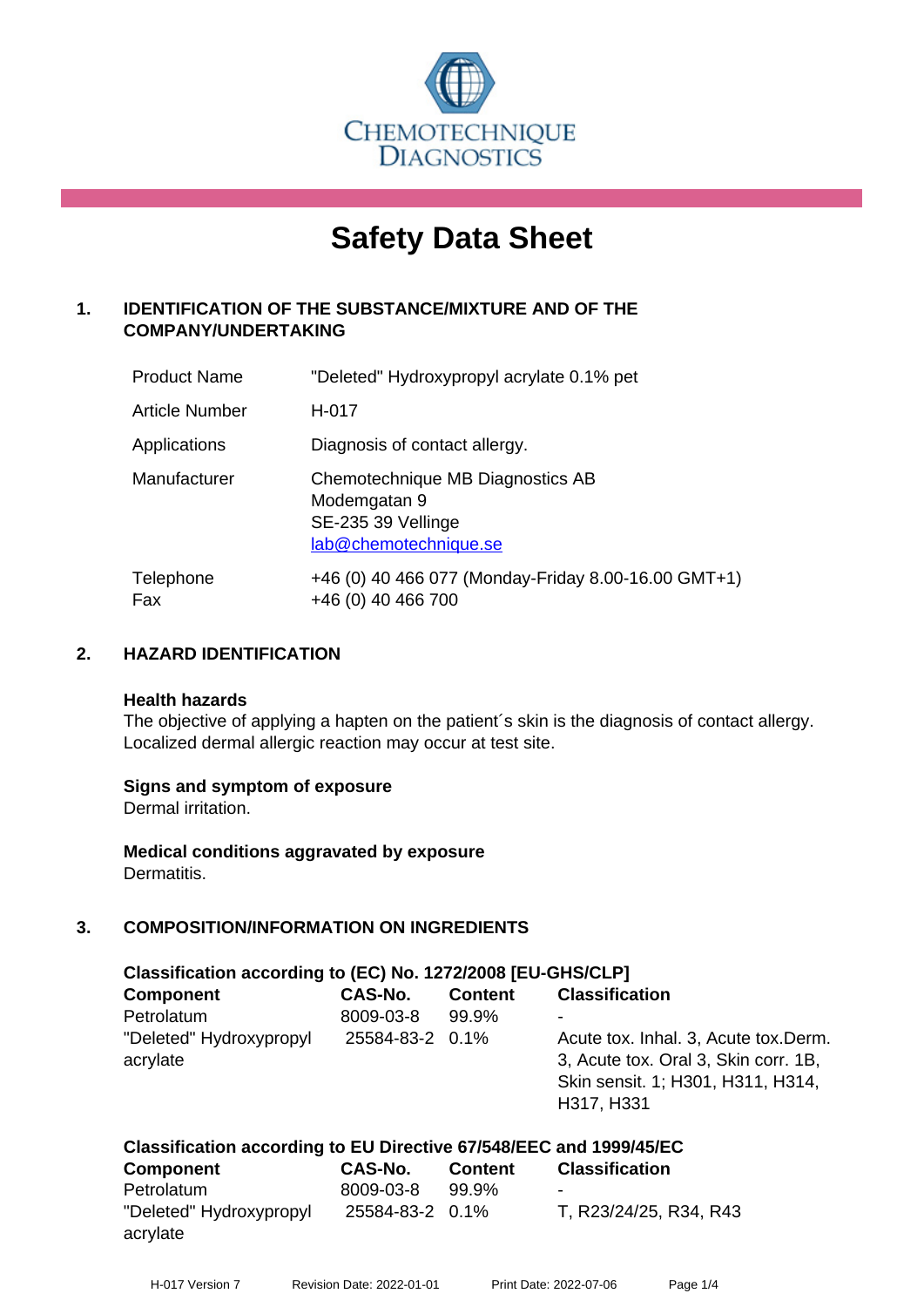CHEMOTECHNIQUE DIAGNOSTICS

# Safety Data Sheet

## 1. IDENTIFICATION OF THE SUBSTANCE/MIXTURE AND OF THE COMPANY/UNDERTAKING

| | |
|---|---|
| Product Name | "Deleted" Hydroxypropyl acrylate 0.1% pet |
| Article Number | H-017 |
| Applications | Diagnosis of contact allergy. |
| Manufacturer | Chemotechnique MB Diagnostics AB<br>Modemgatan 9<br>SE-235 39 Vellinge<br>lab@chemotechnique.se |
| Telephone<br>Fax | +46 (0) 40 466 077 (Monday-Friday 8.00-16.00 GMT+1)<br>+46 (0) 40 466 700 |

## 2. HAZARD IDENTIFICATION

**Health hazards**
The objective of applying a hapten on the patient´s skin is the diagnosis of contact allergy. Localized dermal allergic reaction may occur at test site.

**Signs and symptom of exposure**
Dermal irritation.

**Medical conditions aggravated by exposure**
Dermatitis.

## 3. COMPOSITION/INFORMATION ON INGREDIENTS

**Classification according to (EC) No. 1272/2008 [EU-GHS/CLP]**

| Component | CAS-No. | Content | Classification |
|---|---|---|---|
| Petrolatum | 8009-03-8 | 99.9% | - |
| "Deleted" Hydroxypropyl acrylate | 25584-83-2 | 0.1% | Acute tox. Inhal. 3, Acute tox.Derm. 3, Acute tox. Oral 3, Skin corr. 1B, Skin sensit. 1; H301, H311, H314, H317, H331 |

**Classification according to EU Directive 67/548/EEC and 1999/45/EC**

| Component | CAS-No. | Content | Classification |
|---|---|---|---|
| Petrolatum | 8009-03-8 | 99.9% | - |
| "Deleted" Hydroxypropyl acrylate | 25584-83-2 | 0.1% | T, R23/24/25, R34, R43 |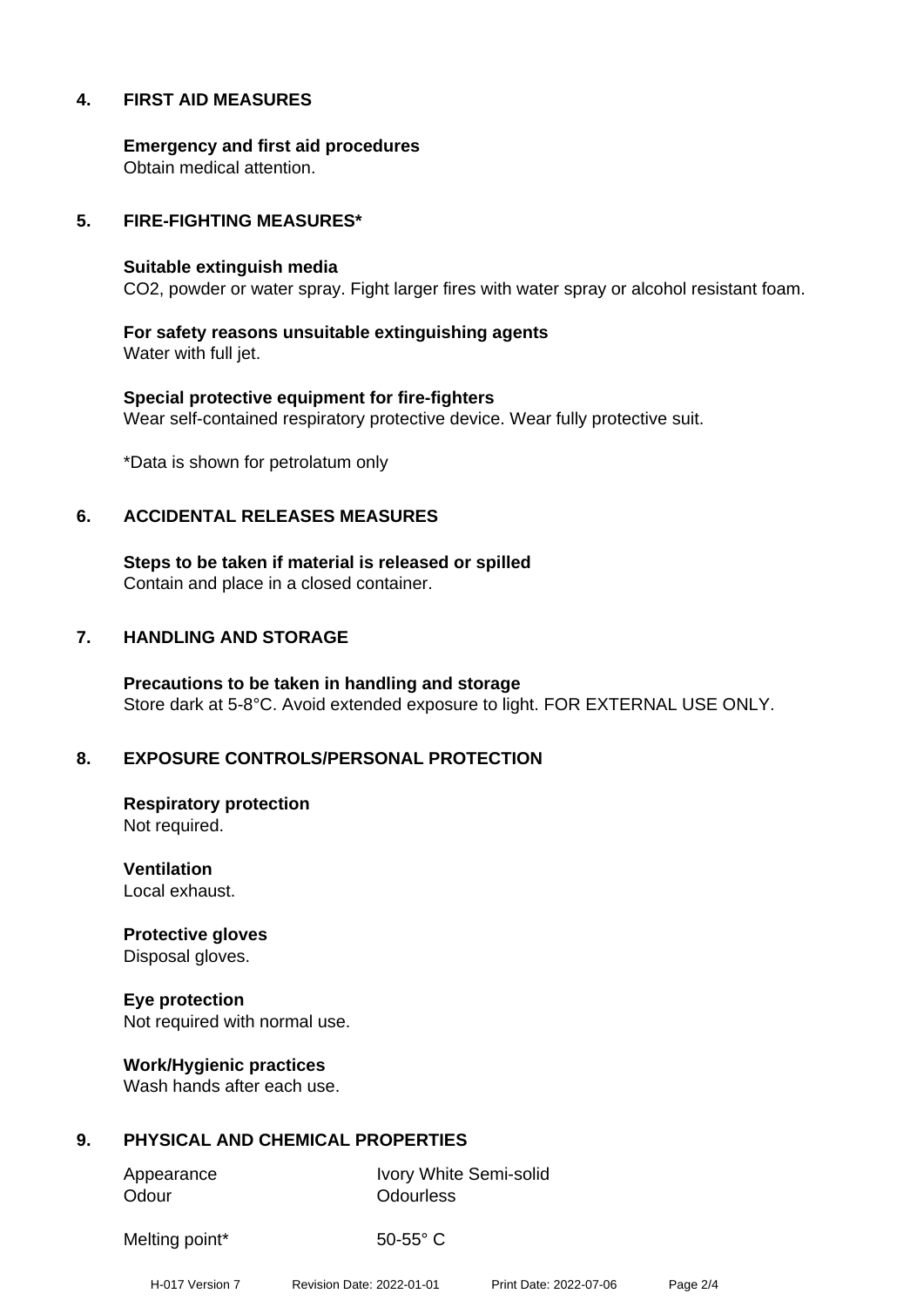## 4. FIRST AID MEASURES

**Emergency and first aid procedures**
Obtain medical attention.

## 5. FIRE-FIGHTING MEASURES*

**Suitable extinguish media**
$CO_2$, powder or water spray. Fight larger fires with water spray or alcohol resistant foam.

**For safety reasons unsuitable extinguishing agents**
Water with full jet.

**Special protective equipment for fire-fighters**
Wear self-contained respiratory protective device. Wear fully protective suit.

*Data is shown for petrolatum only

## 6. ACCIDENTAL RELEASES MEASURES

**Steps to be taken if material is released or spilled**
Contain and place in a closed container.

## 7. HANDLING AND STORAGE

**Precautions to be taken in handling and storage**
Store dark at 5-8°C. Avoid extended exposure to light. FOR EXTERNAL USE ONLY.

## 8. EXPOSURE CONTROLS/PERSONAL PROTECTION

**Respiratory protection**
Not required.

**Ventilation**
Local exhaust.

**Protective gloves**
Disposal gloves.

**Eye protection**
Not required with normal use.

**Work/Hygienic practices**
Wash hands after each use.

## 9. PHYSICAL AND CHEMICAL PROPERTIES

| | |
|---|---|
| Appearance | Ivory White Semi-solid |
| Odour | Odourless |
| Melting point* | 50-55° C |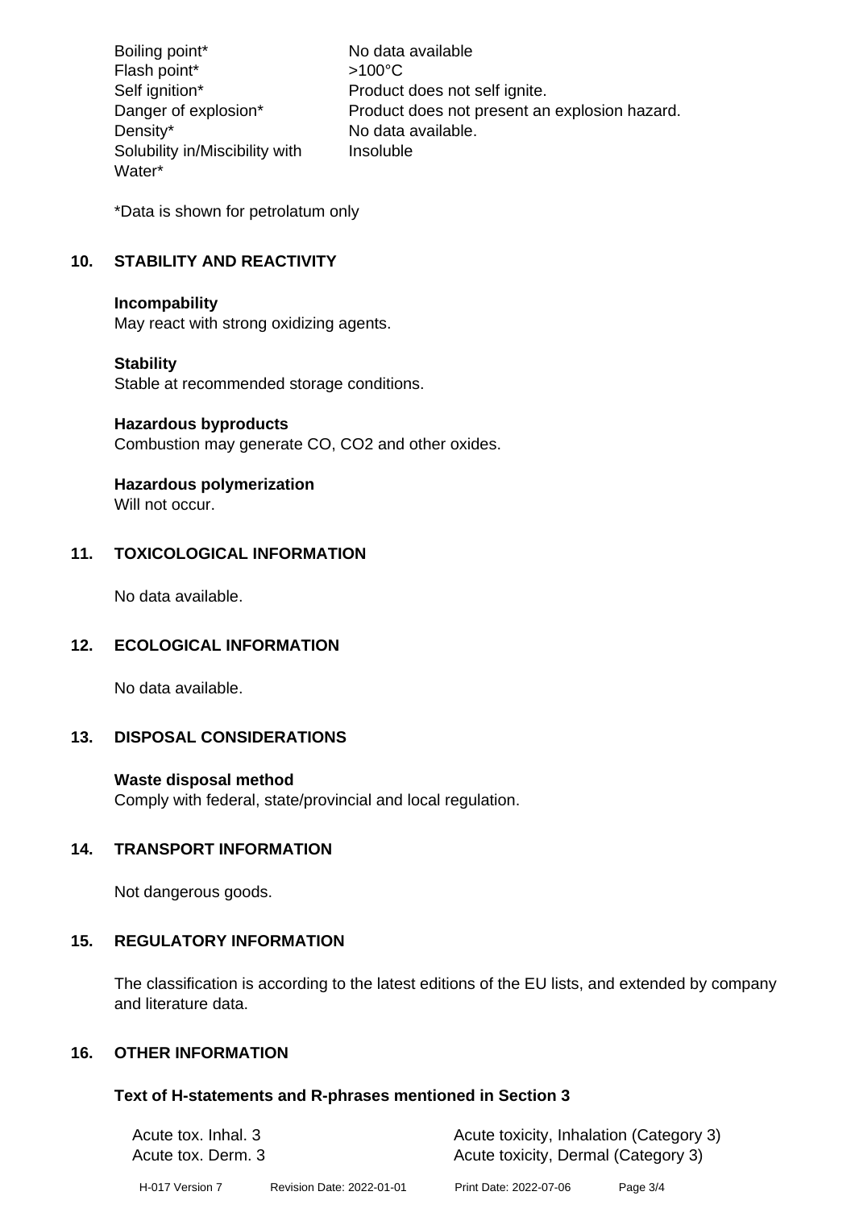| | |
|---|---|
| Boiling point* | No data available |
| Flash point* | >100°C |
| Self ignition* | Product does not self ignite. |
| Danger of explosion* | Product does not present an explosion hazard. |
| Density* | No data available. |
| Solubility in/Miscibility with Water* | Insoluble |

*Data is shown for petrolatum only

## 10. STABILITY AND REACTIVITY

**Incompatibility**
May react with strong oxidizing agents.

**Stability**
Stable at recommended storage conditions.

**Hazardous byproducts**
Combustion may generate CO, $CO_2$ and other oxides.

**Hazardous polymerization**
Will not occur.

## 11. TOXICOLOGICAL INFORMATION

No data available.

## 12. ECOLOGICAL INFORMATION

No data available.

## 13. DISPOSAL CONSIDERATIONS

**Waste disposal method**
Comply with federal, state/provincial and local regulation.

## 14. TRANSPORT INFORMATION

Not dangerous goods.

## 15. REGULATORY INFORMATION

The classification is according to the latest editions of the EU lists, and extended by company and literature data.

## 16. OTHER INFORMATION

### Text of H-statements and R-phrases mentioned in Section 3

| | |
|---|---|
| Acute tox. Inhal. 3 | Acute toxicity, Inhalation (Category 3) |
| Acute tox. Derm. 3 | Acute toxicity, Dermal (Category 3) |

H-017 Version 7 Revision Date: 2022-01-01 Print Date: 2022-07-06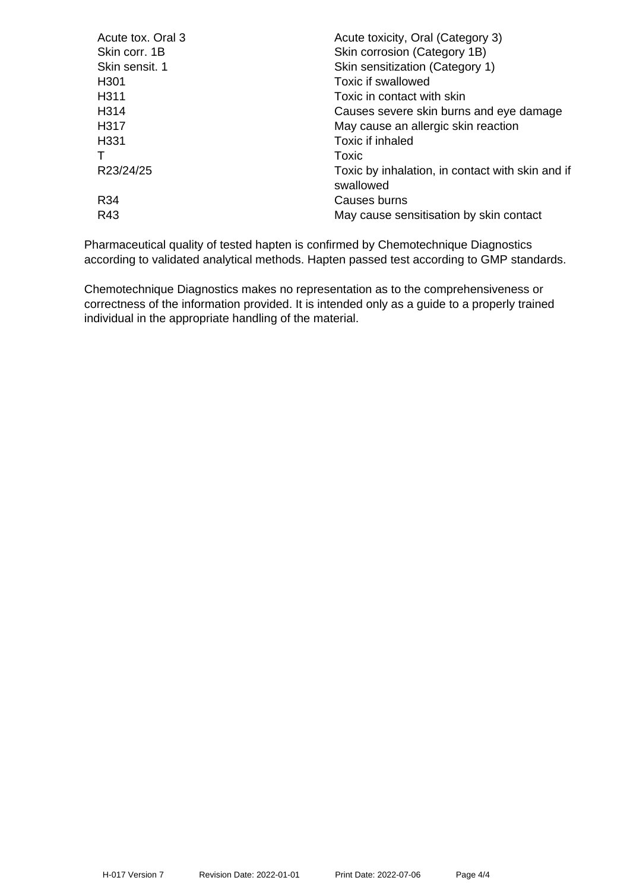| | |
|---|---|
| Acute tox. Oral 3 | Acute toxicity, Oral (Category 3) |
| Skin corr. 1B | Skin corrosion (Category 1B) |
| Skin sensit. 1 | Skin sensitization (Category 1) |
| H301 | Toxic if swallowed |
| H311 | Toxic in contact with skin |
| H314 | Causes severe skin burns and eye damage |
| H317 | May cause an allergic skin reaction |
| H331 | Toxic if inhaled |
| T | Toxic |
| R23/24/25 | Toxic by inhalation, in contact with skin and if swallowed |
| R34 | Causes burns |
| R43 | May cause sensitisation by skin contact |

Pharmaceutical quality of tested hapten is confirmed by Chemotechnique Diagnostics according to validated analytical methods. Hapten passed test according to GMP standards.

Chemotechnique Diagnostics makes no representation as to the comprehensiveness or correctness of the information provided. It is intended only as a guide to a properly trained individual in the appropriate handling of the material.

H-017 Version 7 Revision Date: 2022-01-01 Print Date: 2022-07-06